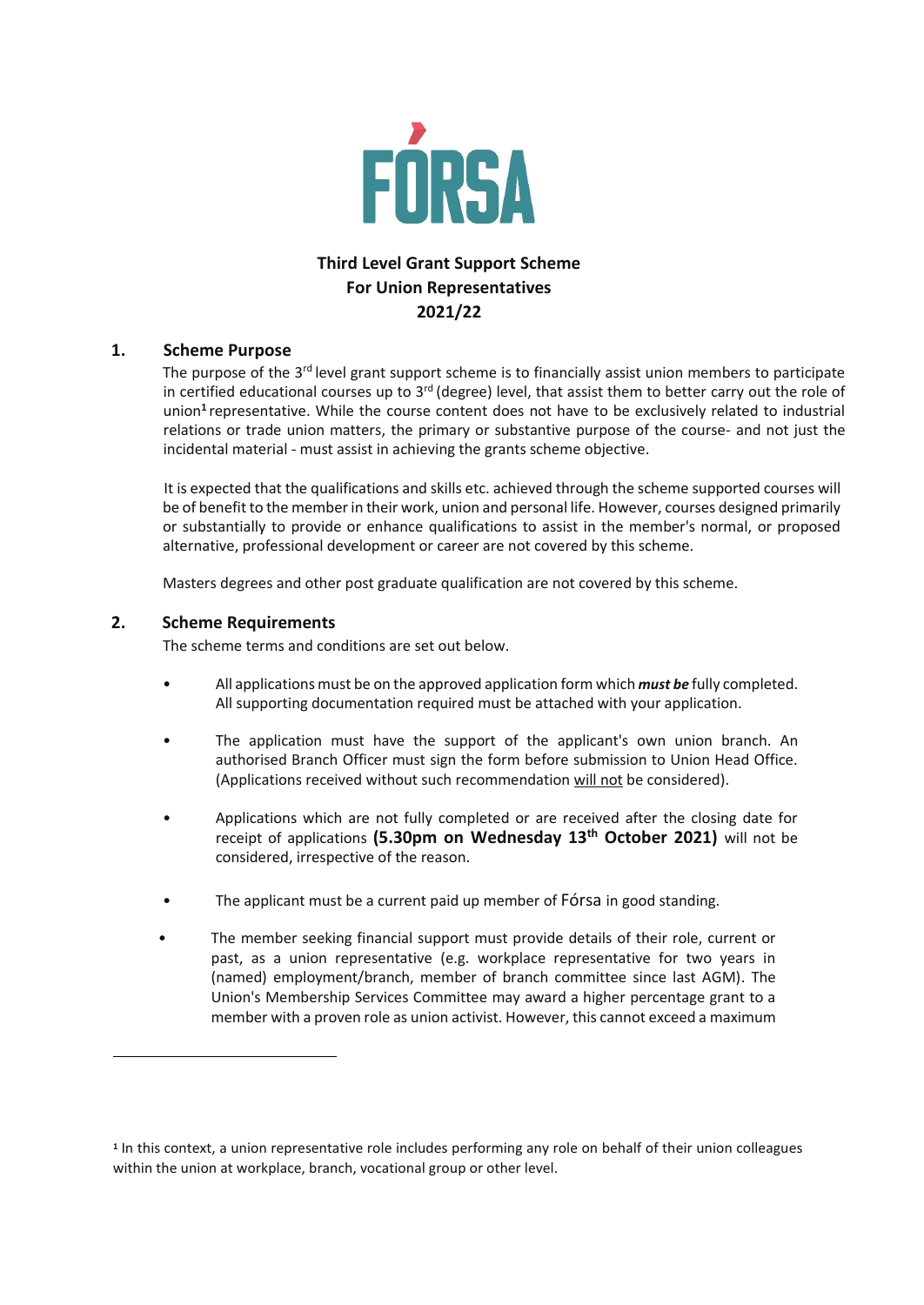FÓRSA

**Third Level Grant Support Scheme**
**For Union Representatives**
**2021/22**

## 1. Scheme Purpose

The purpose of the 3rd level grant support scheme is to financially assist union members to participate in certified educational courses up to 3rd (degree) level, that assist them to better carry out the role of union[1] representative. While the course content does not have to be exclusively related to industrial relations or trade union matters, the primary or substantive purpose of the course- and not just the incidental material - must assist in achieving the grants scheme objective.

It is expected that the qualifications and skills etc. achieved through the scheme supported courses will be of benefit to the member in their work, union and personal life. However, courses designed primarily or substantially to provide or enhance qualifications to assist in the member's normal, or proposed alternative, professional development or career are not covered by this scheme.

Masters degrees and other post graduate qualification are not covered by this scheme.

## 2. Scheme Requirements

The scheme terms and conditions are set out below.

- All applications must be on the approved application form which ***must be*** fully completed. All supporting documentation required must be attached with your application.
- The application must have the support of the applicant's own union branch. An authorised Branch Officer must sign the form before submission to Union Head Office. (Applications received without such recommendation will not be considered).
- Applications which are not fully completed or are received after the closing date for receipt of applications **(5.30pm on Wednesday 13th October 2021)** will not be considered, irrespective of the reason.
- The applicant must be a current paid up member of Fórsa in good standing.
- The member seeking financial support must provide details of their role, current or past, as a union representative (e.g. workplace representative for two years in (named) employment/branch, member of branch committee since last AGM). The Union's Membership Services Committee may award a higher percentage grant to a member with a proven role as union activist. However, this cannot exceed a maximum

---

[1] In this context, a union representative role includes performing any role on behalf of their union colleagues within the union at workplace, branch, vocational group or other level.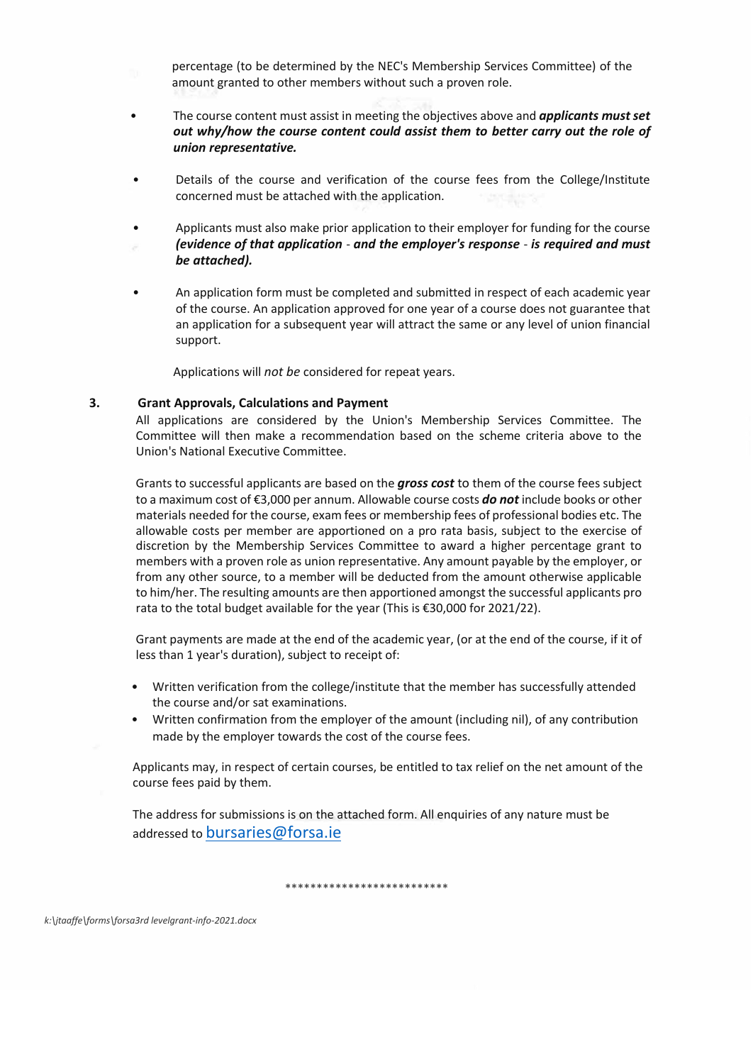percentage (to be determined by the NEC's Membership Services Committee) of the amount granted to other members without such a proven role.

- The course content must assist in meeting the objectives above and ***applicants must set out why/how the course content could assist them to better carry out the role of union representative.***

- Details of the course and verification of the course fees from the College/Institute concerned must be attached with the application.

- Applicants must also make prior application to their employer for funding for the course ***(evidence of that application** - **and the employer's response** - **is required and must be attached).***

- An application form must be completed and submitted in respect of each academic year of the course. An application approved for one year of a course does not guarantee that an application for a subsequent year will attract the same or any level of union financial support.

  Applications will *not be* considered for repeat years.

## 3. Grant Approvals, Calculations and Payment

All applications are considered by the Union's Membership Services Committee. The Committee will then make a recommendation based on the scheme criteria above to the Union's National Executive Committee.

Grants to successful applicants are based on the ***gross cost*** to them of the course fees subject to a maximum cost of €3,000 per annum. Allowable course costs ***do not*** include books or other materials needed for the course, exam fees or membership fees of professional bodies etc. The allowable costs per member are apportioned on a pro rata basis, subject to the exercise of discretion by the Membership Services Committee to award a higher percentage grant to members with a proven role as union representative. Any amount payable by the employer, or from any other source, to a member will be deducted from the amount otherwise applicable to him/her. The resulting amounts are then apportioned amongst the successful applicants pro rata to the total budget available for the year (This is €30,000 for 2021/22).

Grant payments are made at the end of the academic year, (or at the end of the course, if it of less than 1 year's duration), subject to receipt of:

- Written verification from the college/institute that the member has successfully attended the course and/or sat examinations.
- Written confirmation from the employer of the amount (including nil), of any contribution made by the employer towards the cost of the course fees.

Applicants may, in respect of certain courses, be entitled to tax relief on the net amount of the course fees paid by them.

The address for submissions is on the attached form. All enquiries of any nature must be addressed to [bursaries@forsa.ie](mailto:bursaries@forsa.ie)

**************************

*k:\jtaaffe\forms\forsa3rd levelgrant-info-2021.docx*